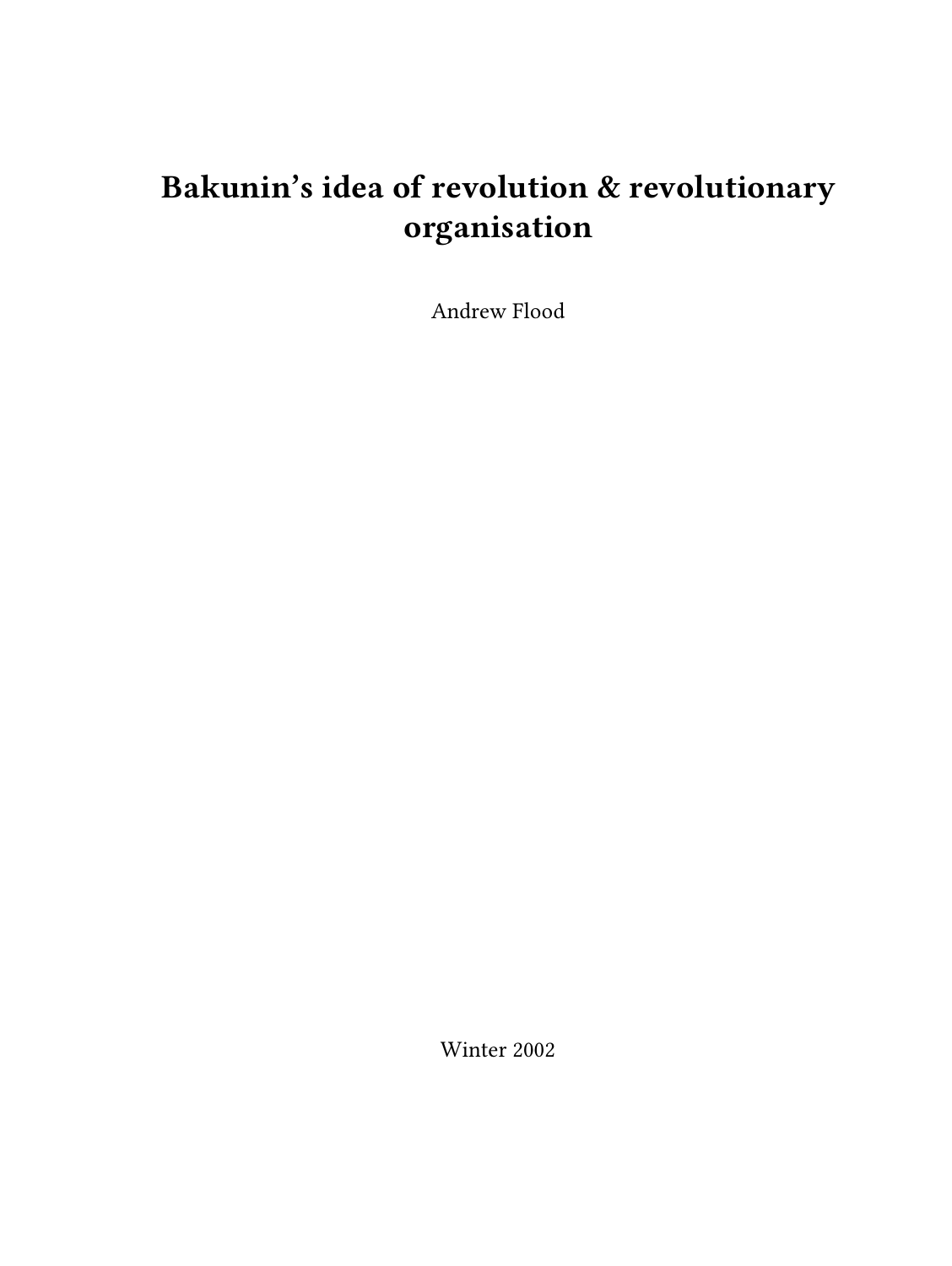# Bakunin's idea of revolution & revolutionary organisation

Andrew Flood

Winter 2002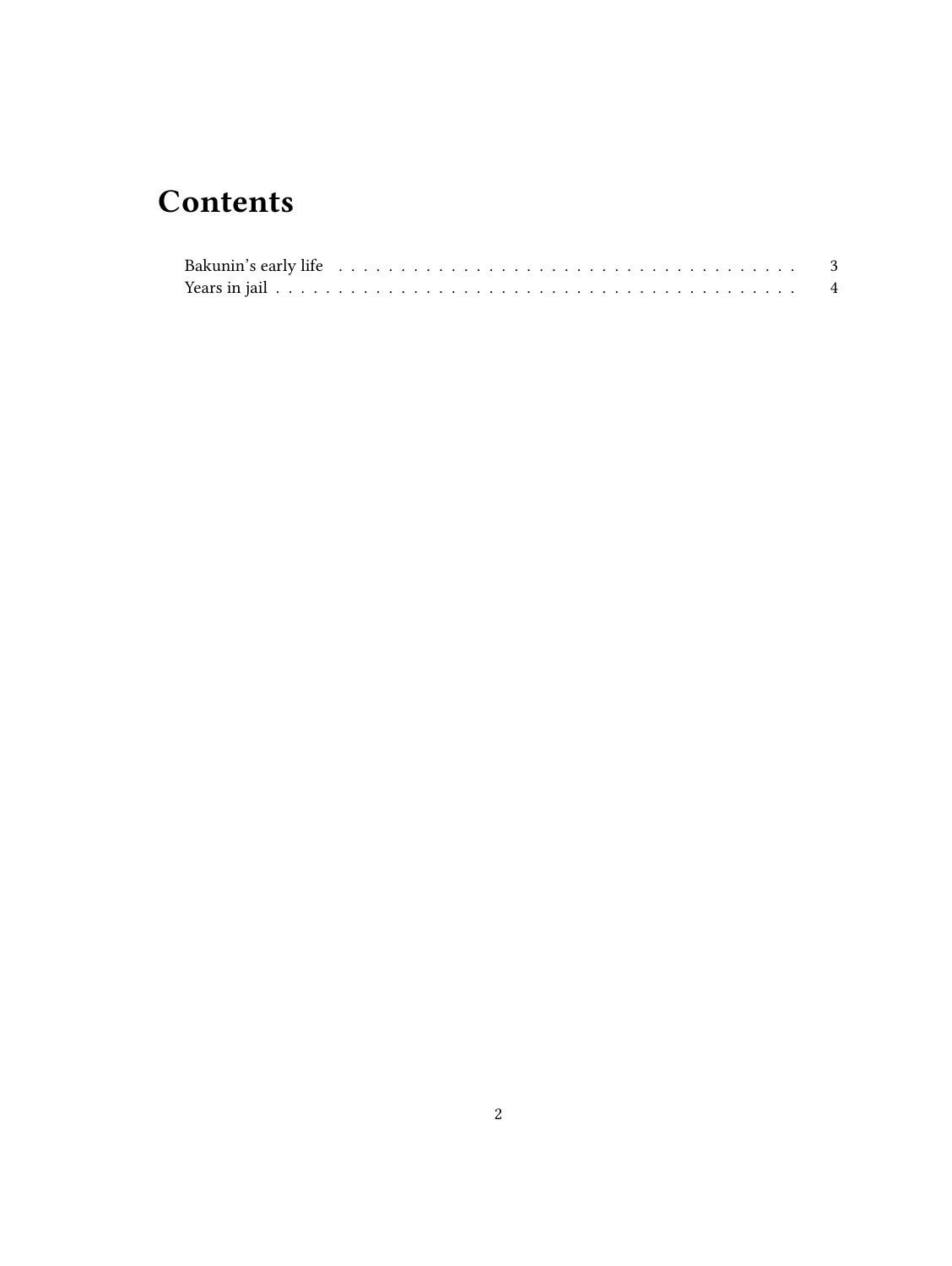# Contents

Bakunin's early life . . . . . . . . . . . . . . . . . . . . . . . . . . . . . . . . . . . . . 3
Years in jail . . . . . . . . . . . . . . . . . . . . . . . . . . . . . . . . . . . . . . . . . 4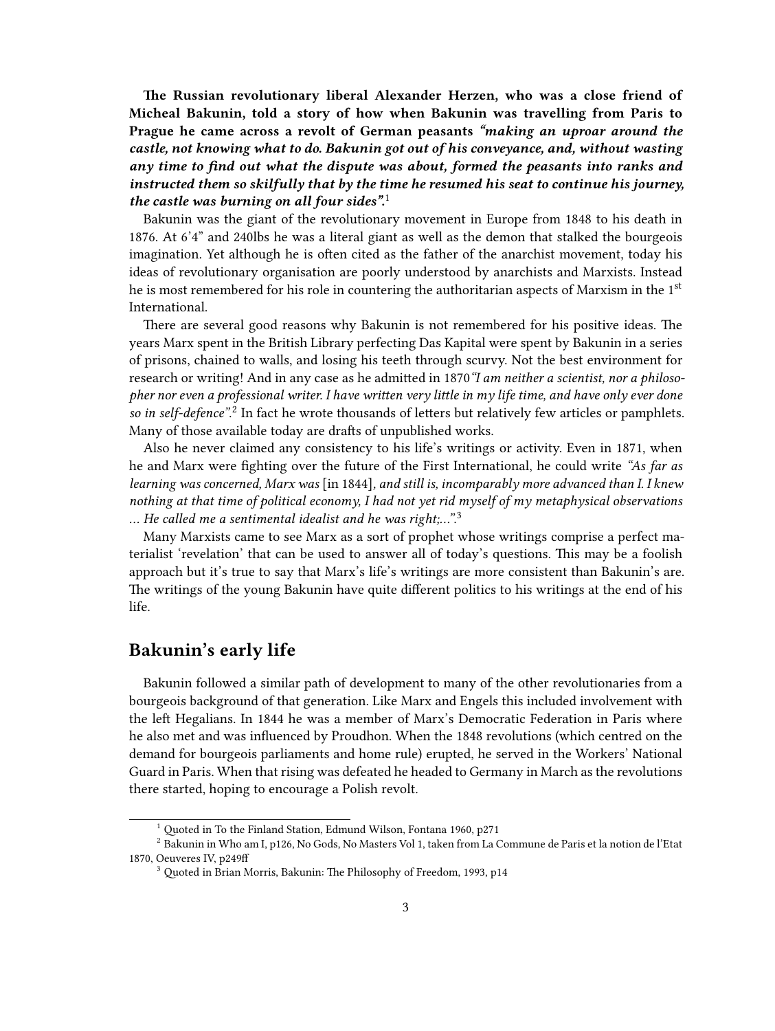**The Russian revolutionary liberal Alexander Herzen, who was a close friend of Micheal Bakunin, told a story of how when Bakunin was travelling from Paris to Prague he came across a revolt of German peasants *"making an uproar around the castle, not knowing what to do. Bakunin got out of his conveyance, and, without wasting any time to find out what the dispute was about, formed the peasants into ranks and instructed them so skilfully that by the time he resumed his seat to continue his journey, the castle was burning on all four sides".*[1]**

Bakunin was the giant of the revolutionary movement in Europe from 1848 to his death in 1876. At 6'4" and 240lbs he was a literal giant as well as the demon that stalked the bourgeois imagination. Yet although he is often cited as the father of the anarchist movement, today his ideas of revolutionary organisation are poorly understood by anarchists and Marxists. Instead he is most remembered for his role in countering the authoritarian aspects of Marxism in the 1st International.

There are several good reasons why Bakunin is not remembered for his positive ideas. The years Marx spent in the British Library perfecting Das Kapital were spent by Bakunin in a series of prisons, chained to walls, and losing his teeth through scurvy. Not the best environment for research or writing! And in any case as he admitted in 1870 *"I am neither a scientist, nor a philosopher nor even a professional writer. I have written very little in my life time, and have only ever done so in self-defence".*[2] In fact he wrote thousands of letters but relatively few articles or pamphlets. Many of those available today are drafts of unpublished works.

Also he never claimed any consistency to his life's writings or activity. Even in 1871, when he and Marx were fighting over the future of the First International, he could write *"As far as learning was concerned, Marx was* [in 1844], *and still is, incomparably more advanced than I. I knew nothing at that time of political economy, I had not yet rid myself of my metaphysical observations … He called me a sentimental idealist and he was right;…"*.[3]

Many Marxists came to see Marx as a sort of prophet whose writings comprise a perfect materialist 'revelation' that can be used to answer all of today's questions. This may be a foolish approach but it's true to say that Marx's life's writings are more consistent than Bakunin's are. The writings of the young Bakunin have quite different politics to his writings at the end of his life.

## Bakunin's early life

Bakunin followed a similar path of development to many of the other revolutionaries from a bourgeois background of that generation. Like Marx and Engels this included involvement with the left Hegalians. In 1844 he was a member of Marx's Democratic Federation in Paris where he also met and was influenced by Proudhon. When the 1848 revolutions (which centred on the demand for bourgeois parliaments and home rule) erupted, he served in the Workers' National Guard in Paris. When that rising was defeated he headed to Germany in March as the revolutions there started, hoping to encourage a Polish revolt.

---

[1] Quoted in To the Finland Station, Edmund Wilson, Fontana 1960, p271

[2] Bakunin in Who am I, p126, No Gods, No Masters Vol 1, taken from La Commune de Paris et la notion de l'Etat 1870, Oeuveres IV, p249ff

[3] Quoted in Brian Morris, Bakunin: The Philosophy of Freedom, 1993, p14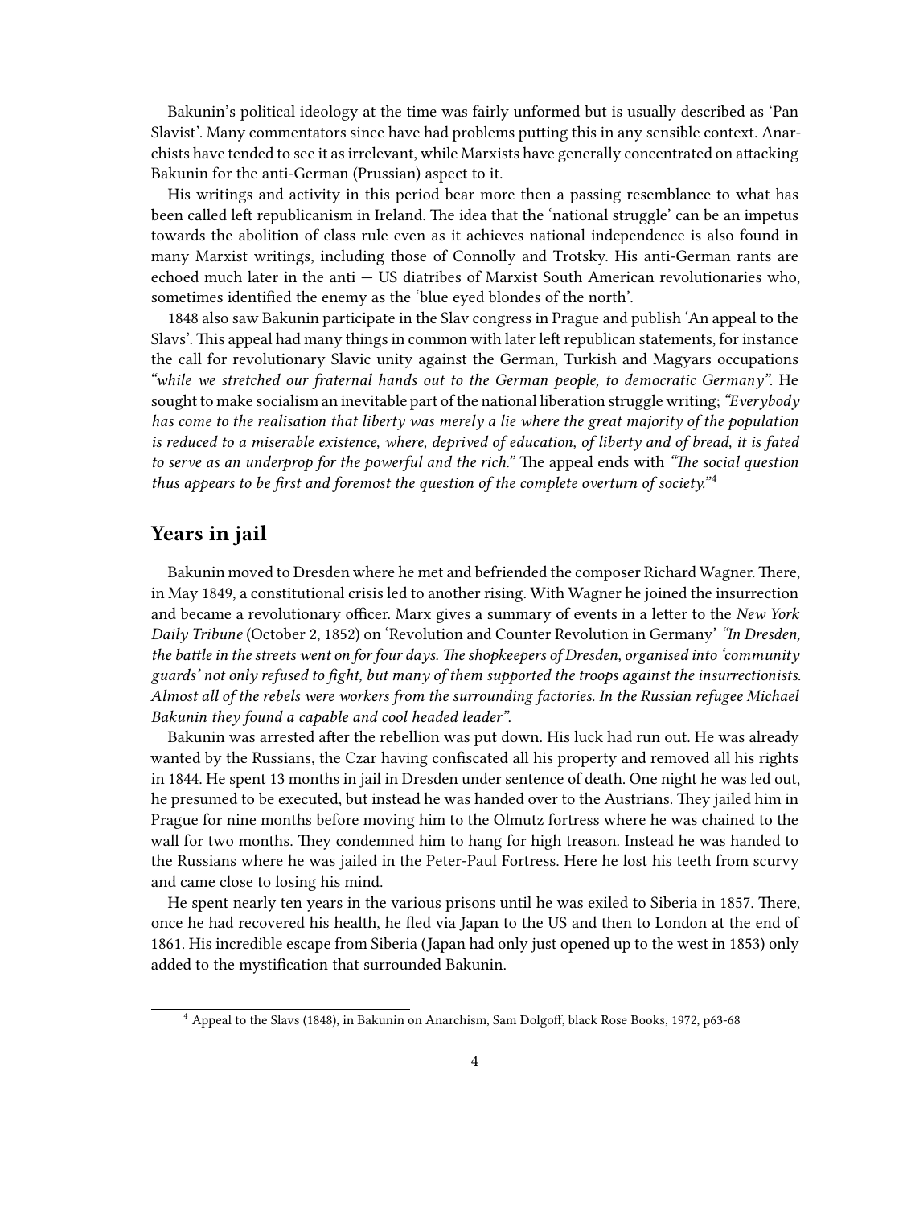Bakunin's political ideology at the time was fairly unformed but is usually described as 'Pan Slavist'. Many commentators since have had problems putting this in any sensible context. Anarchists have tended to see it as irrelevant, while Marxists have generally concentrated on attacking Bakunin for the anti-German (Prussian) aspect to it.

His writings and activity in this period bear more then a passing resemblance to what has been called left republicanism in Ireland. The idea that the 'national struggle' can be an impetus towards the abolition of class rule even as it achieves national independence is also found in many Marxist writings, including those of Connolly and Trotsky. His anti-German rants are echoed much later in the anti — US diatribes of Marxist South American revolutionaries who, sometimes identified the enemy as the 'blue eyed blondes of the north'.

1848 also saw Bakunin participate in the Slav congress in Prague and publish 'An appeal to the Slavs'. This appeal had many things in common with later left republican statements, for instance the call for revolutionary Slavic unity against the German, Turkish and Magyars occupations *"while we stretched our fraternal hands out to the German people, to democratic Germany"*. He sought to make socialism an inevitable part of the national liberation struggle writing; *"Everybody has come to the realisation that liberty was merely a lie where the great majority of the population is reduced to a miserable existence, where, deprived of education, of liberty and of bread, it is fated to serve as an underprop for the powerful and the rich."* The appeal ends with *"The social question thus appears to be first and foremost the question of the complete overturn of society."*[4]

## Years in jail

Bakunin moved to Dresden where he met and befriended the composer Richard Wagner. There, in May 1849, a constitutional crisis led to another rising. With Wagner he joined the insurrection and became a revolutionary officer. Marx gives a summary of events in a letter to the *New York Daily Tribune* (October 2, 1852) on 'Revolution and Counter Revolution in Germany' *"In Dresden, the battle in the streets went on for four days. The shopkeepers of Dresden, organised into 'community guards' not only refused to fight, but many of them supported the troops against the insurrectionists. Almost all of the rebels were workers from the surrounding factories. In the Russian refugee Michael Bakunin they found a capable and cool headed leader"*.

Bakunin was arrested after the rebellion was put down. His luck had run out. He was already wanted by the Russians, the Czar having confiscated all his property and removed all his rights in 1844. He spent 13 months in jail in Dresden under sentence of death. One night he was led out, he presumed to be executed, but instead he was handed over to the Austrians. They jailed him in Prague for nine months before moving him to the Olmutz fortress where he was chained to the wall for two months. They condemned him to hang for high treason. Instead he was handed to the Russians where he was jailed in the Peter-Paul Fortress. Here he lost his teeth from scurvy and came close to losing his mind.

He spent nearly ten years in the various prisons until he was exiled to Siberia in 1857. There, once he had recovered his health, he fled via Japan to the US and then to London at the end of 1861. His incredible escape from Siberia (Japan had only just opened up to the west in 1853) only added to the mystification that surrounded Bakunin.

[4] Appeal to the Slavs (1848), in Bakunin on Anarchism, Sam Dolgoff, black Rose Books, 1972, p63-68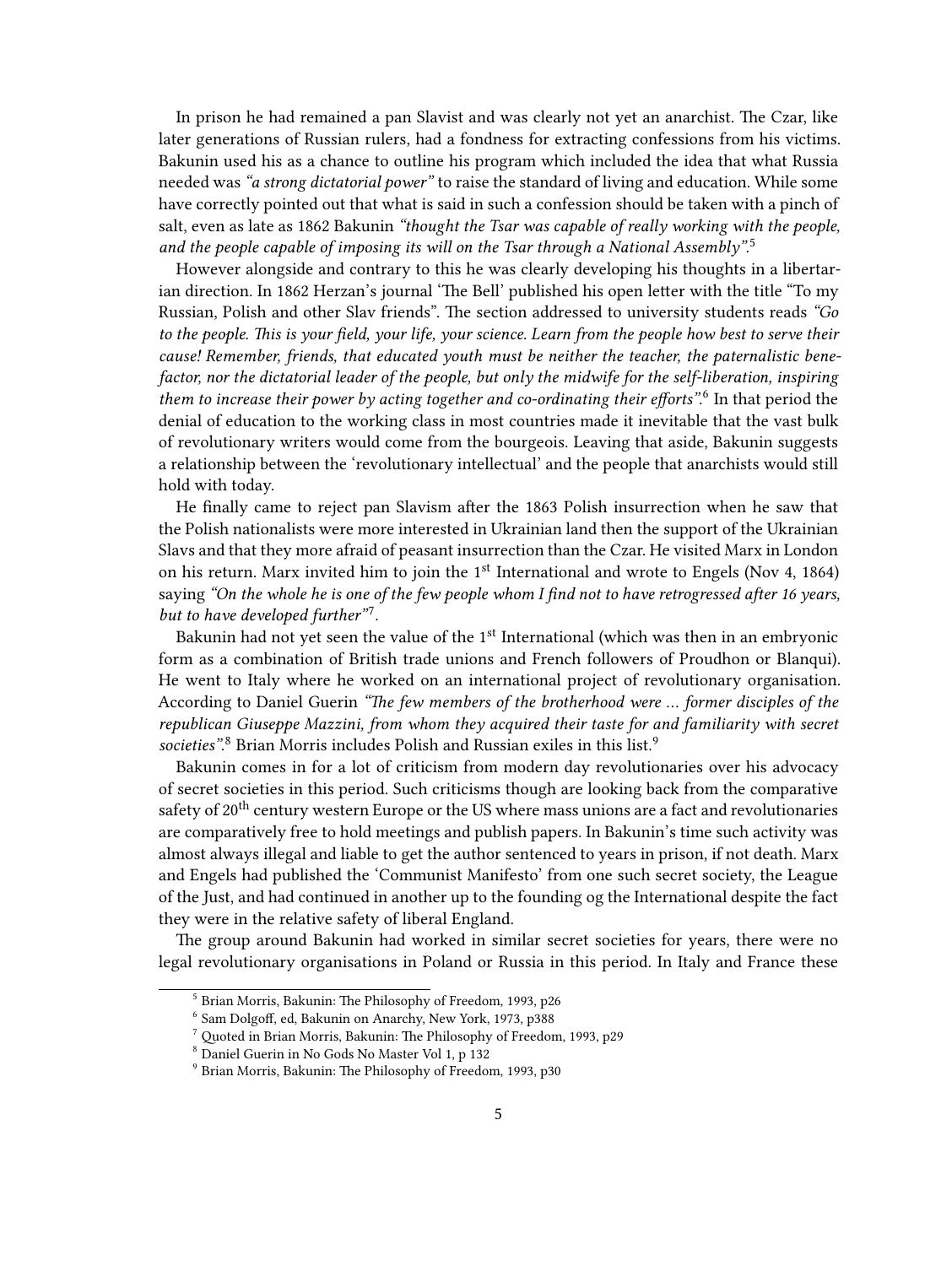In prison he had remained a pan Slavist and was clearly not yet an anarchist. The Czar, like later generations of Russian rulers, had a fondness for extracting confessions from his victims. Bakunin used his as a chance to outline his program which included the idea that what Russia needed was *"a strong dictatorial power"* to raise the standard of living and education. While some have correctly pointed out that what is said in such a confession should be taken with a pinch of salt, even as late as 1862 Bakunin *"thought the Tsar was capable of really working with the people, and the people capable of imposing its will on the Tsar through a National Assembly"*.[5]

However alongside and contrary to this he was clearly developing his thoughts in a libertarian direction. In 1862 Herzan's journal 'The Bell' published his open letter with the title "To my Russian, Polish and other Slav friends". The section addressed to university students reads *"Go to the people. This is your field, your life, your science. Learn from the people how best to serve their cause! Remember, friends, that educated youth must be neither the teacher, the paternalistic benefactor, nor the dictatorial leader of the people, but only the midwife for the self-liberation, inspiring them to increase their power by acting together and co-ordinating their efforts"*.[6] In that period the denial of education to the working class in most countries made it inevitable that the vast bulk of revolutionary writers would come from the bourgeois. Leaving that aside, Bakunin suggests a relationship between the 'revolutionary intellectual' and the people that anarchists would still hold with today.

He finally came to reject pan Slavism after the 1863 Polish insurrection when he saw that the Polish nationalists were more interested in Ukrainian land then the support of the Ukrainian Slavs and that they more afraid of peasant insurrection than the Czar. He visited Marx in London on his return. Marx invited him to join the 1st International and wrote to Engels (Nov 4, 1864) saying *"On the whole he is one of the few people whom I find not to have retrogressed after 16 years, but to have developed further"*[7].

Bakunin had not yet seen the value of the 1st International (which was then in an embryonic form as a combination of British trade unions and French followers of Proudhon or Blanqui). He went to Italy where he worked on an international project of revolutionary organisation. According to Daniel Guerin *"The few members of the brotherhood were … former disciples of the republican Giuseppe Mazzini, from whom they acquired their taste for and familiarity with secret societies"*.[8] Brian Morris includes Polish and Russian exiles in this list.[9]

Bakunin comes in for a lot of criticism from modern day revolutionaries over his advocacy of secret societies in this period. Such criticisms though are looking back from the comparative safety of 20th century western Europe or the US where mass unions are a fact and revolutionaries are comparatively free to hold meetings and publish papers. In Bakunin's time such activity was almost always illegal and liable to get the author sentenced to years in prison, if not death. Marx and Engels had published the 'Communist Manifesto' from one such secret society, the League of the Just, and had continued in another up to the founding og the International despite the fact they were in the relative safety of liberal England.

The group around Bakunin had worked in similar secret societies for years, there were no legal revolutionary organisations in Poland or Russia in this period. In Italy and France these

---

[5] Brian Morris, Bakunin: The Philosophy of Freedom, 1993, p26

[6] Sam Dolgoff, ed, Bakunin on Anarchy, New York, 1973, p388

[7] Quoted in Brian Morris, Bakunin: The Philosophy of Freedom, 1993, p29

[8] Daniel Guerin in No Gods No Master Vol 1, p 132

[9] Brian Morris, Bakunin: The Philosophy of Freedom, 1993, p30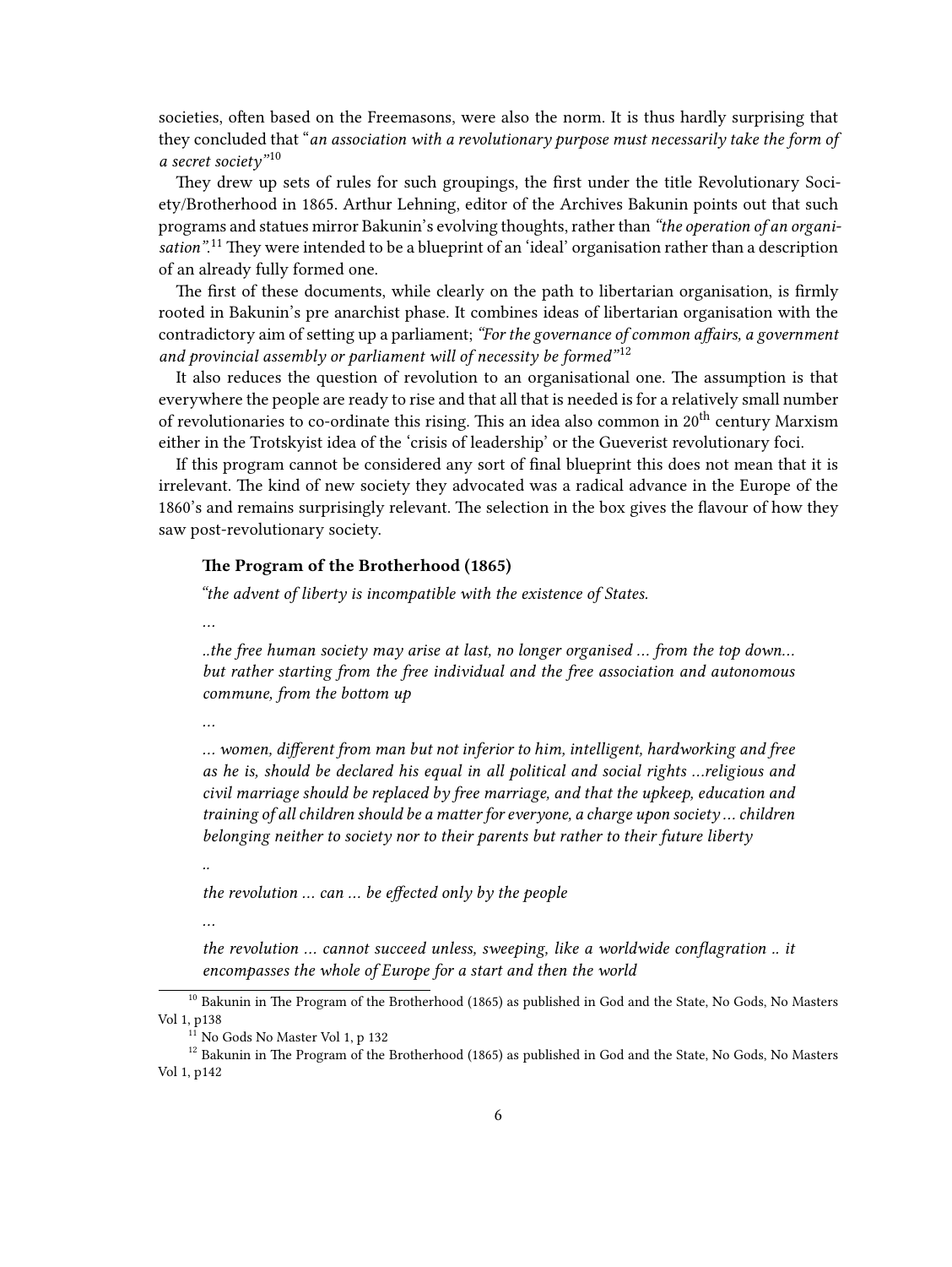societies, often based on the Freemasons, were also the norm. It is thus hardly surprising that they concluded that "*an association with a revolutionary purpose must necessarily take the form of a secret society*"[10]

They drew up sets of rules for such groupings, the first under the title Revolutionary Society/Brotherhood in 1865. Arthur Lehning, editor of the Archives Bakunin points out that such programs and statues mirror Bakunin's evolving thoughts, rather than *"the operation of an organisation"*.[11] They were intended to be a blueprint of an 'ideal' organisation rather than a description of an already fully formed one.

The first of these documents, while clearly on the path to libertarian organisation, is firmly rooted in Bakunin's pre anarchist phase. It combines ideas of libertarian organisation with the contradictory aim of setting up a parliament; *"For the governance of common affairs, a government and provincial assembly or parliament will of necessity be formed"*[12]

It also reduces the question of revolution to an organisational one. The assumption is that everywhere the people are ready to rise and that all that is needed is for a relatively small number of revolutionaries to co-ordinate this rising. This an idea also common in 20th century Marxism either in the Trotskyist idea of the 'crisis of leadership' or the Gueverist revolutionary foci.

If this program cannot be considered any sort of final blueprint this does not mean that it is irrelevant. The kind of new society they advocated was a radical advance in the Europe of the 1860's and remains surprisingly relevant. The selection in the box gives the flavour of how they saw post-revolutionary society.

> **The Program of the Brotherhood (1865)**
>
> *"the advent of liberty is incompatible with the existence of States.*
>
> *…*
>
> *..the free human society may arise at last, no longer organised … from the top down… but rather starting from the free individual and the free association and autonomous commune, from the bottom up*
>
> *…*
>
> *… women, different from man but not inferior to him, intelligent, hardworking and free as he is, should be declared his equal in all political and social rights …religious and civil marriage should be replaced by free marriage, and that the upkeep, education and training of all children should be a matter for everyone, a charge upon society … children belonging neither to society nor to their parents but rather to their future liberty*
>
> *..*
>
> *the revolution … can … be effected only by the people*
>
> *…*
>
> *the revolution … cannot succeed unless, sweeping, like a worldwide conflagration .. it encompasses the whole of Europe for a start and then the world*

[10] Bakunin in The Program of the Brotherhood (1865) as published in God and the State, No Gods, No Masters Vol 1, p138

[11] No Gods No Master Vol 1, p 132

[12] Bakunin in The Program of the Brotherhood (1865) as published in God and the State, No Gods, No Masters Vol 1, p142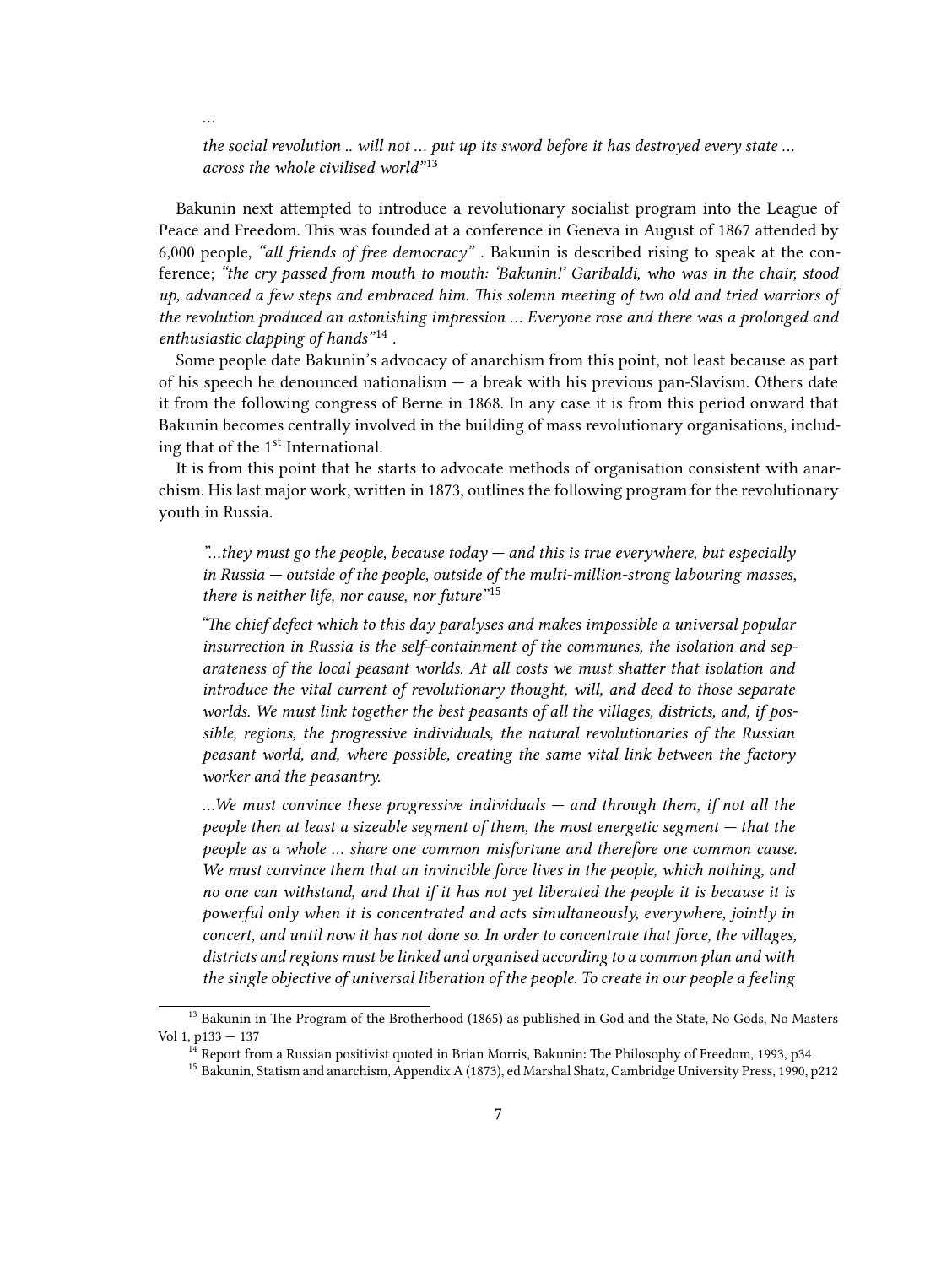> …
>
> *the social revolution .. will not … put up its sword before it has destroyed every state … across the whole civilised world”*[13]

Bakunin next attempted to introduce a revolutionary socialist program into the League of Peace and Freedom. This was founded at a conference in Geneva in August of 1867 attended by 6,000 people, *“all friends of free democracy”* . Bakunin is described rising to speak at the conference; *“the cry passed from mouth to mouth: ‘Bakunin!’ Garibaldi, who was in the chair, stood up, advanced a few steps and embraced him. This solemn meeting of two old and tried warriors of the revolution produced an astonishing impression … Everyone rose and there was a prolonged and enthusiastic clapping of hands”*[14] .

Some people date Bakunin’s advocacy of anarchism from this point, not least because as part of his speech he denounced nationalism — a break with his previous pan-Slavism. Others date it from the following congress of Berne in 1868. In any case it is from this period onward that Bakunin becomes centrally involved in the building of mass revolutionary organisations, including that of the 1st International.

It is from this point that he starts to advocate methods of organisation consistent with anarchism. His last major work, written in 1873, outlines the following program for the revolutionary youth in Russia.

> *”…they must go the people, because today — and this is true everywhere, but especially in Russia — outside of the people, outside of the multi-million-strong labouring masses, there is neither life, nor cause, nor future”*[15]
>
> *“The chief defect which to this day paralyses and makes impossible a universal popular insurrection in Russia is the self-containment of the communes, the isolation and separateness of the local peasant worlds. At all costs we must shatter that isolation and introduce the vital current of revolutionary thought, will, and deed to those separate worlds. We must link together the best peasants of all the villages, districts, and, if possible, regions, the progressive individuals, the natural revolutionaries of the Russian peasant world, and, where possible, creating the same vital link between the factory worker and the peasantry.*
>
> *…We must convince these progressive individuals — and through them, if not all the people then at least a sizeable segment of them, the most energetic segment — that the people as a whole … share one common misfortune and therefore one common cause. We must convince them that an invincible force lives in the people, which nothing, and no one can withstand, and that if it has not yet liberated the people it is because it is powerful only when it is concentrated and acts simultaneously, everywhere, jointly in concert, and until now it has not done so. In order to concentrate that force, the villages, districts and regions must be linked and organised according to a common plan and with the single objective of universal liberation of the people. To create in our people a feeling*

---

[13] Bakunin in The Program of the Brotherhood (1865) as published in God and the State, No Gods, No Masters Vol 1, p133 — 137

[14] Report from a Russian positivist quoted in Brian Morris, Bakunin: The Philosophy of Freedom, 1993, p34

[15] Bakunin, Statism and anarchism, Appendix A (1873), ed Marshal Shatz, Cambridge University Press, 1990, p212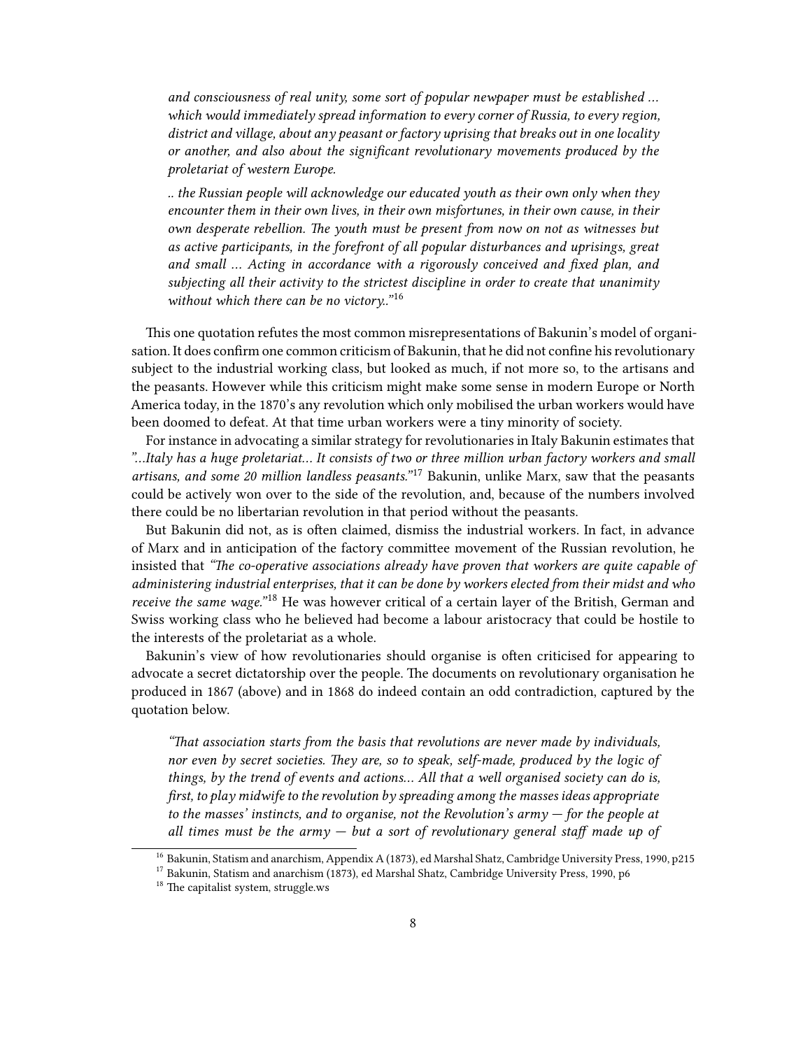*and consciousness of real unity, some sort of popular newpaper must be established … which would immediately spread information to every corner of Russia, to every region, district and village, about any peasant or factory uprising that breaks out in one locality or another, and also about the significant revolutionary movements produced by the proletariat of western Europe.*

*.. the Russian people will acknowledge our educated youth as their own only when they encounter them in their own lives, in their own misfortunes, in their own cause, in their own desperate rebellion. The youth must be present from now on not as witnesses but as active participants, in the forefront of all popular disturbances and uprisings, great and small … Acting in accordance with a rigorously conceived and fixed plan, and subjecting all their activity to the strictest discipline in order to create that unanimity without which there can be no victory..*"[16]

This one quotation refutes the most common misrepresentations of Bakunin's model of organisation. It does confirm one common criticism of Bakunin, that he did not confine his revolutionary subject to the industrial working class, but looked as much, if not more so, to the artisans and the peasants. However while this criticism might make some sense in modern Europe or North America today, in the 1870's any revolution which only mobilised the urban workers would have been doomed to defeat. At that time urban workers were a tiny minority of society.

For instance in advocating a similar strategy for revolutionaries in Italy Bakunin estimates that "*…Italy has a huge proletariat… It consists of two or three million urban factory workers and small artisans, and some 20 million landless peasants.*"[17] Bakunin, unlike Marx, saw that the peasants could be actively won over to the side of the revolution, and, because of the numbers involved there could be no libertarian revolution in that period without the peasants.

But Bakunin did not, as is often claimed, dismiss the industrial workers. In fact, in advance of Marx and in anticipation of the factory committee movement of the Russian revolution, he insisted that "*The co-operative associations already have proven that workers are quite capable of administering industrial enterprises, that it can be done by workers elected from their midst and who receive the same wage.*"[18] He was however critical of a certain layer of the British, German and Swiss working class who he believed had become a labour aristocracy that could be hostile to the interests of the proletariat as a whole.

Bakunin's view of how revolutionaries should organise is often criticised for appearing to advocate a secret dictatorship over the people. The documents on revolutionary organisation he produced in 1867 (above) and in 1868 do indeed contain an odd contradiction, captured by the quotation below.

*"That association starts from the basis that revolutions are never made by individuals, nor even by secret societies. They are, so to speak, self-made, produced by the logic of things, by the trend of events and actions… All that a well organised society can do is, first, to play midwife to the revolution by spreading among the masses ideas appropriate to the masses' instincts, and to organise, not the Revolution's army — for the people at all times must be the army — but a sort of revolutionary general staff made up of*

[16] Bakunin, Statism and anarchism, Appendix A (1873), ed Marshal Shatz, Cambridge University Press, 1990, p215

[17] Bakunin, Statism and anarchism (1873), ed Marshal Shatz, Cambridge University Press, 1990, p6

[18] The capitalist system, struggle.ws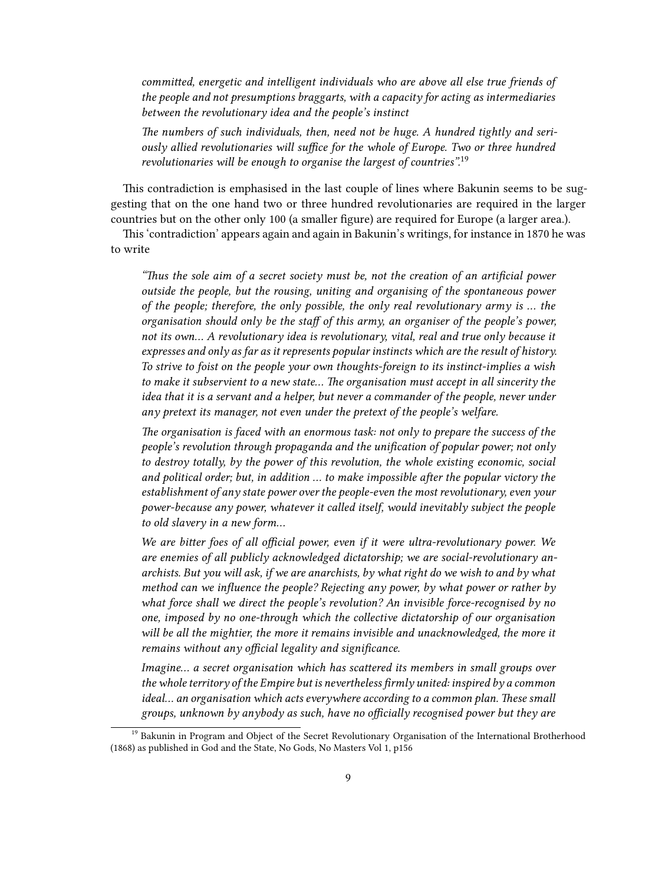*committed, energetic and intelligent individuals who are above all else true friends of the people and not presumptions braggarts, with a capacity for acting as intermediaries between the revolutionary idea and the people's instinct*

*The numbers of such individuals, then, need not be huge. A hundred tightly and seriously allied revolutionaries will suffice for the whole of Europe. Two or three hundred revolutionaries will be enough to organise the largest of countries".*[19]

This contradiction is emphasised in the last couple of lines where Bakunin seems to be suggesting that on the one hand two or three hundred revolutionaries are required in the larger countries but on the other only 100 (a smaller figure) are required for Europe (a larger area.).

This 'contradiction' appears again and again in Bakunin's writings, for instance in 1870 he was to write

*"Thus the sole aim of a secret society must be, not the creation of an artificial power outside the people, but the rousing, uniting and organising of the spontaneous power of the people; therefore, the only possible, the only real revolutionary army is … the organisation should only be the staff of this army, an organiser of the people's power, not its own… A revolutionary idea is revolutionary, vital, real and true only because it expresses and only as far as it represents popular instincts which are the result of history. To strive to foist on the people your own thoughts-foreign to its instinct-implies a wish to make it subservient to a new state… The organisation must accept in all sincerity the idea that it is a servant and a helper, but never a commander of the people, never under any pretext its manager, not even under the pretext of the people's welfare.*

*The organisation is faced with an enormous task: not only to prepare the success of the people's revolution through propaganda and the unification of popular power; not only to destroy totally, by the power of this revolution, the whole existing economic, social and political order; but, in addition … to make impossible after the popular victory the establishment of any state power over the people-even the most revolutionary, even your power-because any power, whatever it called itself, would inevitably subject the people to old slavery in a new form…*

*We are bitter foes of all official power, even if it were ultra-revolutionary power. We are enemies of all publicly acknowledged dictatorship; we are social-revolutionary anarchists. But you will ask, if we are anarchists, by what right do we wish to and by what method can we influence the people? Rejecting any power, by what power or rather by what force shall we direct the people's revolution? An invisible force-recognised by no one, imposed by no one-through which the collective dictatorship of our organisation will be all the mightier, the more it remains invisible and unacknowledged, the more it remains without any official legality and significance.*

*Imagine… a secret organisation which has scattered its members in small groups over the whole territory of the Empire but is nevertheless firmly united: inspired by a common ideal… an organisation which acts everywhere according to a common plan. These small groups, unknown by anybody as such, have no officially recognised power but they are*

[19] Bakunin in Program and Object of the Secret Revolutionary Organisation of the International Brotherhood (1868) as published in God and the State, No Gods, No Masters Vol 1, p156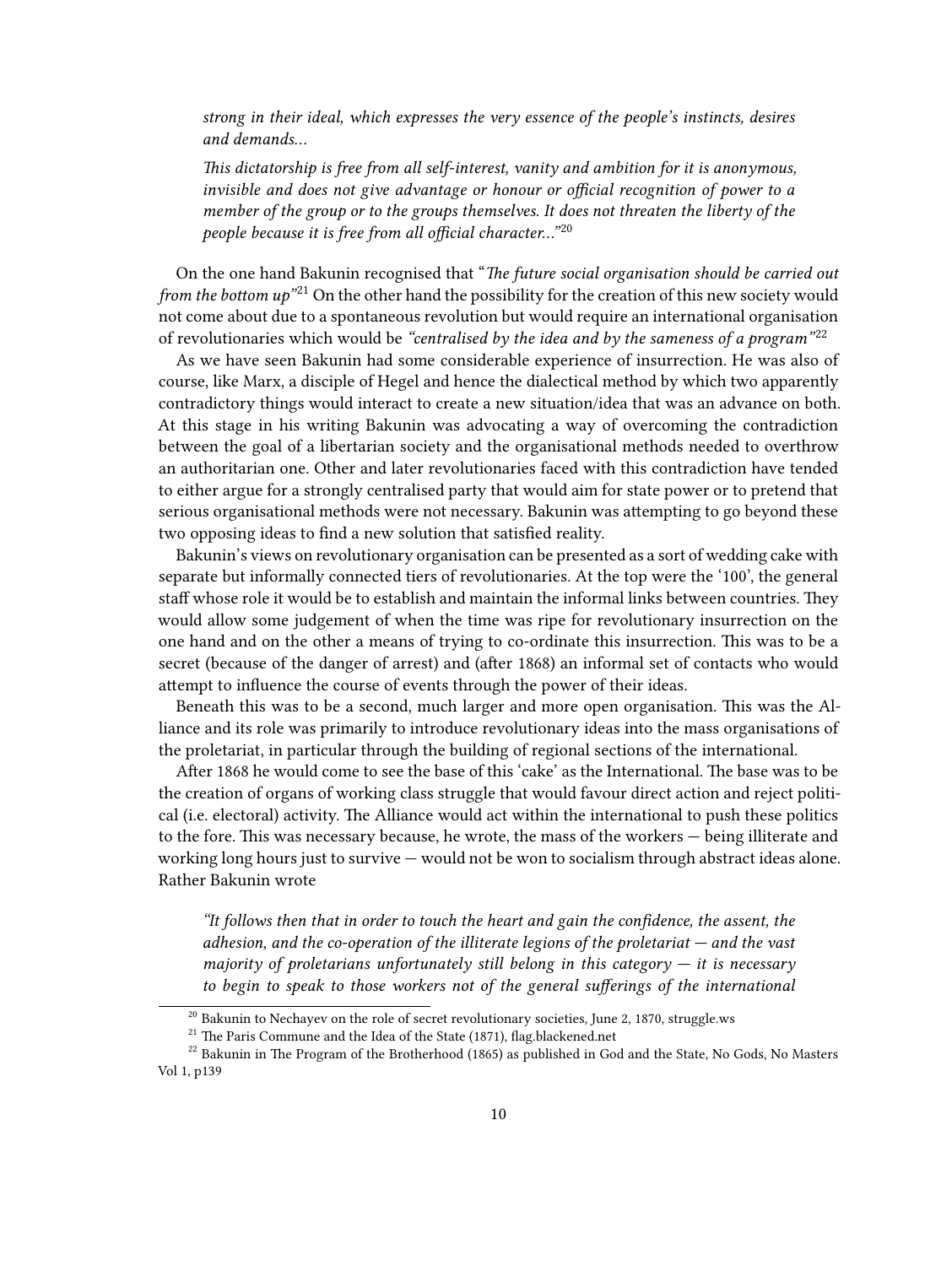> *strong in their ideal, which expresses the very essence of the people's instincts, desires and demands…*
>
> *This dictatorship is free from all self-interest, vanity and ambition for it is anonymous, invisible and does not give advantage or honour or official recognition of power to a member of the group or to the groups themselves. It does not threaten the liberty of the people because it is free from all official character…*"[20]

On the one hand Bakunin recognised that "*The future social organisation should be carried out from the bottom up*"[21] On the other hand the possibility for the creation of this new society would not come about due to a spontaneous revolution but would require an international organisation of revolutionaries which would be *"centralised by the idea and by the sameness of a program"*[22]

As we have seen Bakunin had some considerable experience of insurrection. He was also of course, like Marx, a disciple of Hegel and hence the dialectical method by which two apparently contradictory things would interact to create a new situation/idea that was an advance on both. At this stage in his writing Bakunin was advocating a way of overcoming the contradiction between the goal of a libertarian society and the organisational methods needed to overthrow an authoritarian one. Other and later revolutionaries faced with this contradiction have tended to either argue for a strongly centralised party that would aim for state power or to pretend that serious organisational methods were not necessary. Bakunin was attempting to go beyond these two opposing ideas to find a new solution that satisfied reality.

Bakunin's views on revolutionary organisation can be presented as a sort of wedding cake with separate but informally connected tiers of revolutionaries. At the top were the '100', the general staff whose role it would be to establish and maintain the informal links between countries. They would allow some judgement of when the time was ripe for revolutionary insurrection on the one hand and on the other a means of trying to co-ordinate this insurrection. This was to be a secret (because of the danger of arrest) and (after 1868) an informal set of contacts who would attempt to influence the course of events through the power of their ideas.

Beneath this was to be a second, much larger and more open organisation. This was the Alliance and its role was primarily to introduce revolutionary ideas into the mass organisations of the proletariat, in particular through the building of regional sections of the international.

After 1868 he would come to see the base of this 'cake' as the International. The base was to be the creation of organs of working class struggle that would favour direct action and reject political (i.e. electoral) activity. The Alliance would act within the international to push these politics to the fore. This was necessary because, he wrote, the mass of the workers — being illiterate and working long hours just to survive — would not be won to socialism through abstract ideas alone. Rather Bakunin wrote

> *"It follows then that in order to touch the heart and gain the confidence, the assent, the adhesion, and the co-operation of the illiterate legions of the proletariat — and the vast majority of proletarians unfortunately still belong in this category — it is necessary to begin to speak to those workers not of the general sufferings of the international*

[20] Bakunin to Nechayev on the role of secret revolutionary societies, June 2, 1870, struggle.ws

[21] The Paris Commune and the Idea of the State (1871), flag.blackened.net

[22] Bakunin in The Program of the Brotherhood (1865) as published in God and the State, No Gods, No Masters Vol 1, p139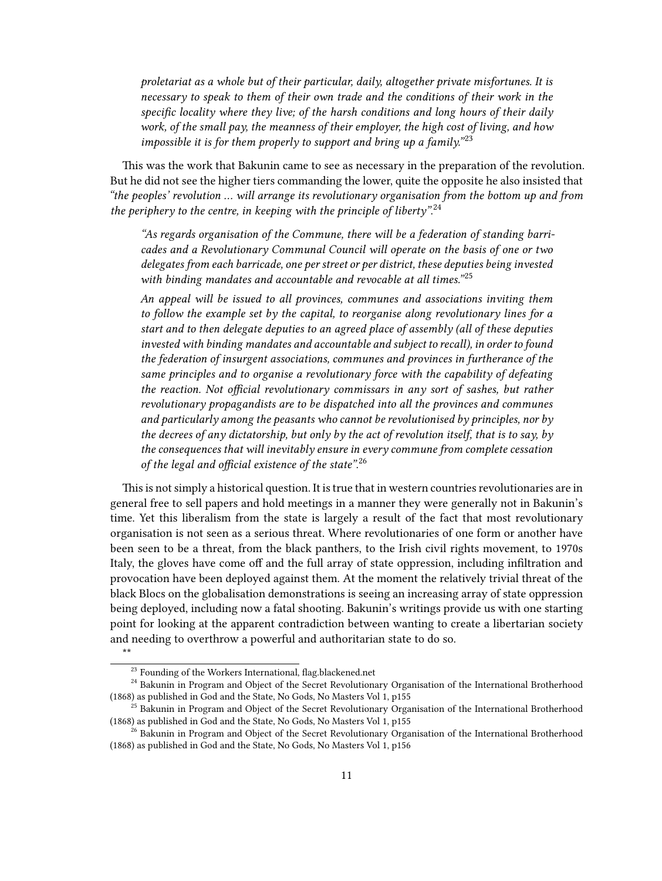> *proletariat as a whole but of their particular, daily, altogether private misfortunes. It is necessary to speak to them of their own trade and the conditions of their work in the specific locality where they live; of the harsh conditions and long hours of their daily work, of the small pay, the meanness of their employer, the high cost of living, and how impossible it is for them properly to support and bring up a family."*[23]

This was the work that Bakunin came to see as necessary in the preparation of the revolution. But he did not see the higher tiers commanding the lower, quite the opposite he also insisted that *"the peoples' revolution … will arrange its revolutionary organisation from the bottom up and from the periphery to the centre, in keeping with the principle of liberty"*.[24]

> *"As regards organisation of the Commune, there will be a federation of standing barricades and a Revolutionary Communal Council will operate on the basis of one or two delegates from each barricade, one per street or per district, these deputies being invested with binding mandates and accountable and revocable at all times."*[25]
>
> *An appeal will be issued to all provinces, communes and associations inviting them to follow the example set by the capital, to reorganise along revolutionary lines for a start and to then delegate deputies to an agreed place of assembly (all of these deputies invested with binding mandates and accountable and subject to recall), in order to found the federation of insurgent associations, communes and provinces in furtherance of the same principles and to organise a revolutionary force with the capability of defeating the reaction. Not official revolutionary commissars in any sort of sashes, but rather revolutionary propagandists are to be dispatched into all the provinces and communes and particularly among the peasants who cannot be revolutionised by principles, nor by the decrees of any dictatorship, but only by the act of revolution itself, that is to say, by the consequences that will inevitably ensure in every commune from complete cessation of the legal and official existence of the state"*.[26]

This is not simply a historical question. It is true that in western countries revolutionaries are in general free to sell papers and hold meetings in a manner they were generally not in Bakunin's time. Yet this liberalism from the state is largely a result of the fact that most revolutionary organisation is not seen as a serious threat. Where revolutionaries of one form or another have been seen to be a threat, from the black panthers, to the Irish civil rights movement, to 1970s Italy, the gloves have come off and the full array of state oppression, including infiltration and provocation have been deployed against them. At the moment the relatively trivial threat of the black Blocs on the globalisation demonstrations is seeing an increasing array of state oppression being deployed, including now a fatal shooting. Bakunin's writings provide us with one starting point for looking at the apparent contradiction between wanting to create a libertarian society and needing to overthrow a powerful and authoritarian state to do so.

**

[23] Founding of the Workers International, flag.blackened.net

[24] Bakunin in Program and Object of the Secret Revolutionary Organisation of the International Brotherhood (1868) as published in God and the State, No Gods, No Masters Vol 1, p155

[25] Bakunin in Program and Object of the Secret Revolutionary Organisation of the International Brotherhood (1868) as published in God and the State, No Gods, No Masters Vol 1, p155

[26] Bakunin in Program and Object of the Secret Revolutionary Organisation of the International Brotherhood (1868) as published in God and the State, No Gods, No Masters Vol 1, p156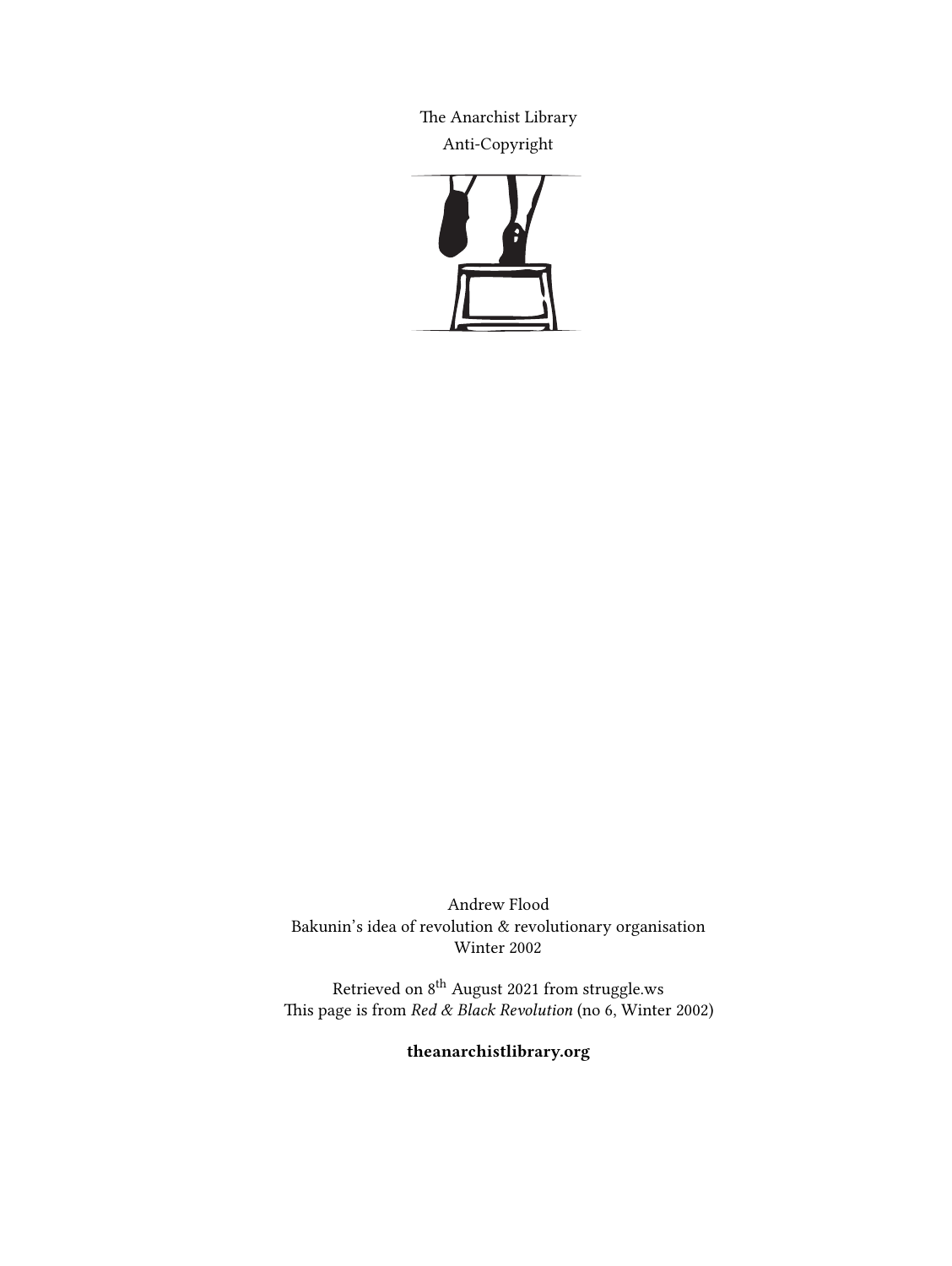The Anarchist Library
Anti-Copyright

Andrew Flood
Bakunin's idea of revolution & revolutionary organisation
Winter 2002

Retrieved on 8th August 2021 from struggle.ws
This page is from *Red & Black Revolution* (no 6, Winter 2002)

**theanarchistlibrary.org**